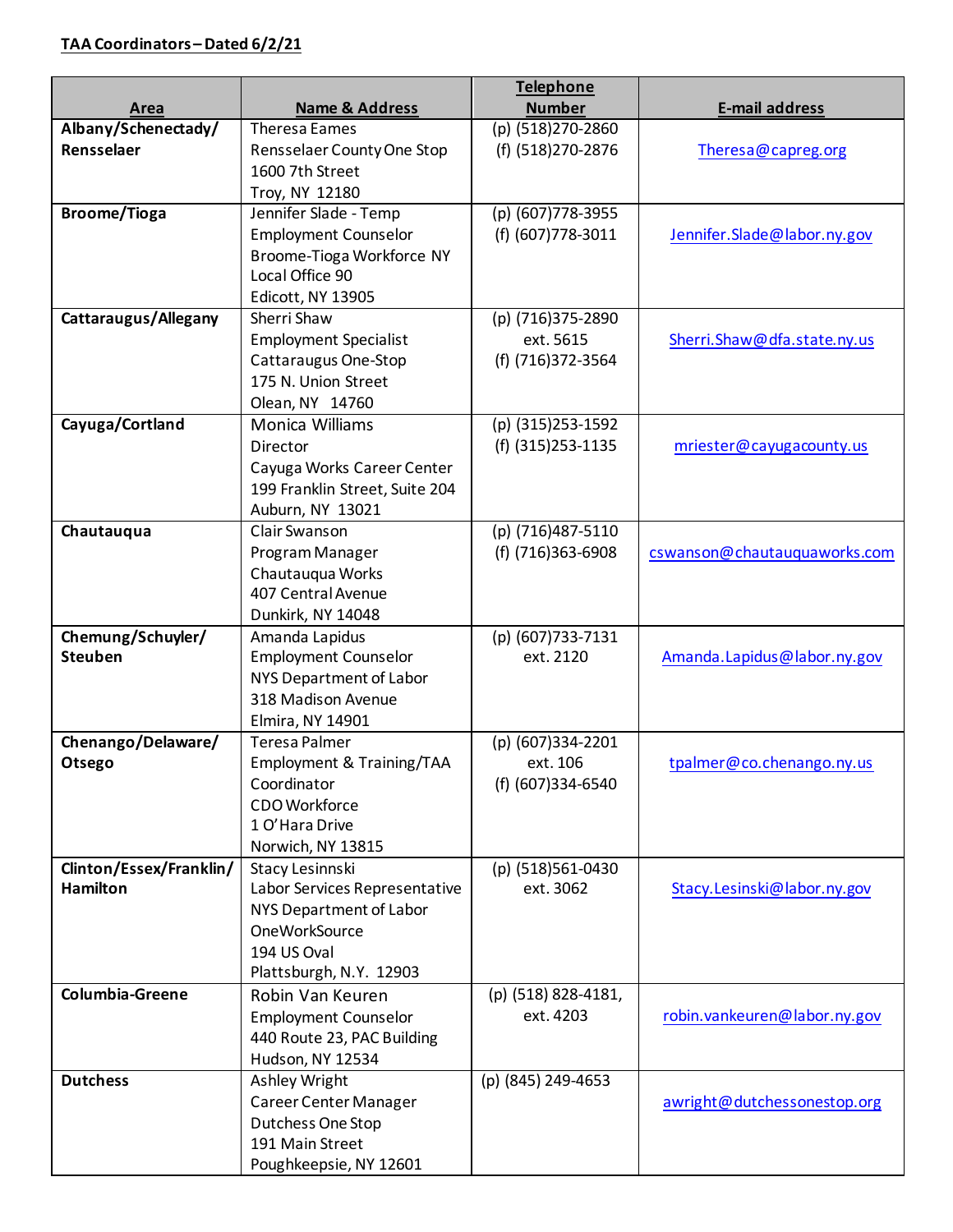**TAA Coordinators – Dated 6/2/21**

| Area | Name & Address | Telephone Number | E-mail address |
|---|---|---|---|
| **Albany/Schenectady/ Rensselaer** | Theresa Eames<br>Rensselaer County One Stop<br>1600 7th Street<br>Troy, NY 12180 | (p) (518)270-2860<br>(f) (518)270-2876 | Theresa@capreg.org |
| **Broome/Tioga** | Jennifer Slade - Temp<br>Employment Counselor<br>Broome-Tioga Workforce NY<br>Local Office 90<br>Edicott, NY 13905 | (p) (607)778-3955<br>(f) (607)778-3011 | Jennifer.Slade@labor.ny.gov |
| **Cattaraugus/Allegany** | Sherri Shaw<br>Employment Specialist<br>Cattaraugus One-Stop<br>175 N. Union Street<br>Olean, NY 14760 | (p) (716)375-2890<br>ext. 5615<br>(f) (716)372-3564 | Sherri.Shaw@dfa.state.ny.us |
| **Cayuga/Cortland** | Monica Williams<br>Director<br>Cayuga Works Career Center<br>199 Franklin Street, Suite 204<br>Auburn, NY 13021 | (p) (315)253-1592<br>(f) (315)253-1135 | mriester@cayugacounty.us |
| **Chautauqua** | Clair Swanson<br>Program Manager<br>Chautauqua Works<br>407 Central Avenue<br>Dunkirk, NY 14048 | (p) (716)487-5110<br>(f) (716)363-6908 | cswanson@chautauquaworks.com |
| **Chemung/Schuyler/ Steuben** | Amanda Lapidus<br>Employment Counselor<br>NYS Department of Labor<br>318 Madison Avenue<br>Elmira, NY 14901 | (p) (607)733-7131<br>ext. 2120 | Amanda.Lapidus@labor.ny.gov |
| **Chenango/Delaware/ Otsego** | Teresa Palmer<br>Employment & Training/TAA Coordinator<br>CDO Workforce<br>1 O'Hara Drive<br>Norwich, NY 13815 | (p) (607)334-2201<br>ext. 106<br>(f) (607)334-6540 | tpalmer@co.chenango.ny.us |
| **Clinton/Essex/Franklin/ Hamilton** | Stacy Lesinnski<br>Labor Services Representative<br>NYS Department of Labor<br>OneWorkSource<br>194 US Oval<br>Plattsburgh, N.Y. 12903 | (p) (518)561-0430<br>ext. 3062 | Stacy.Lesinski@labor.ny.gov |
| **Columbia-Greene** | Robin Van Keuren<br>Employment Counselor<br>440 Route 23, PAC Building<br>Hudson, NY 12534 | (p) (518) 828-4181,<br>ext. 4203 | robin.vankeuren@labor.ny.gov |
| **Dutchess** | Ashley Wright<br>Career Center Manager<br>Dutchess One Stop<br>191 Main Street<br>Poughkeepsie, NY 12601 | (p) (845) 249-4653 | awright@dutchessonestop.org |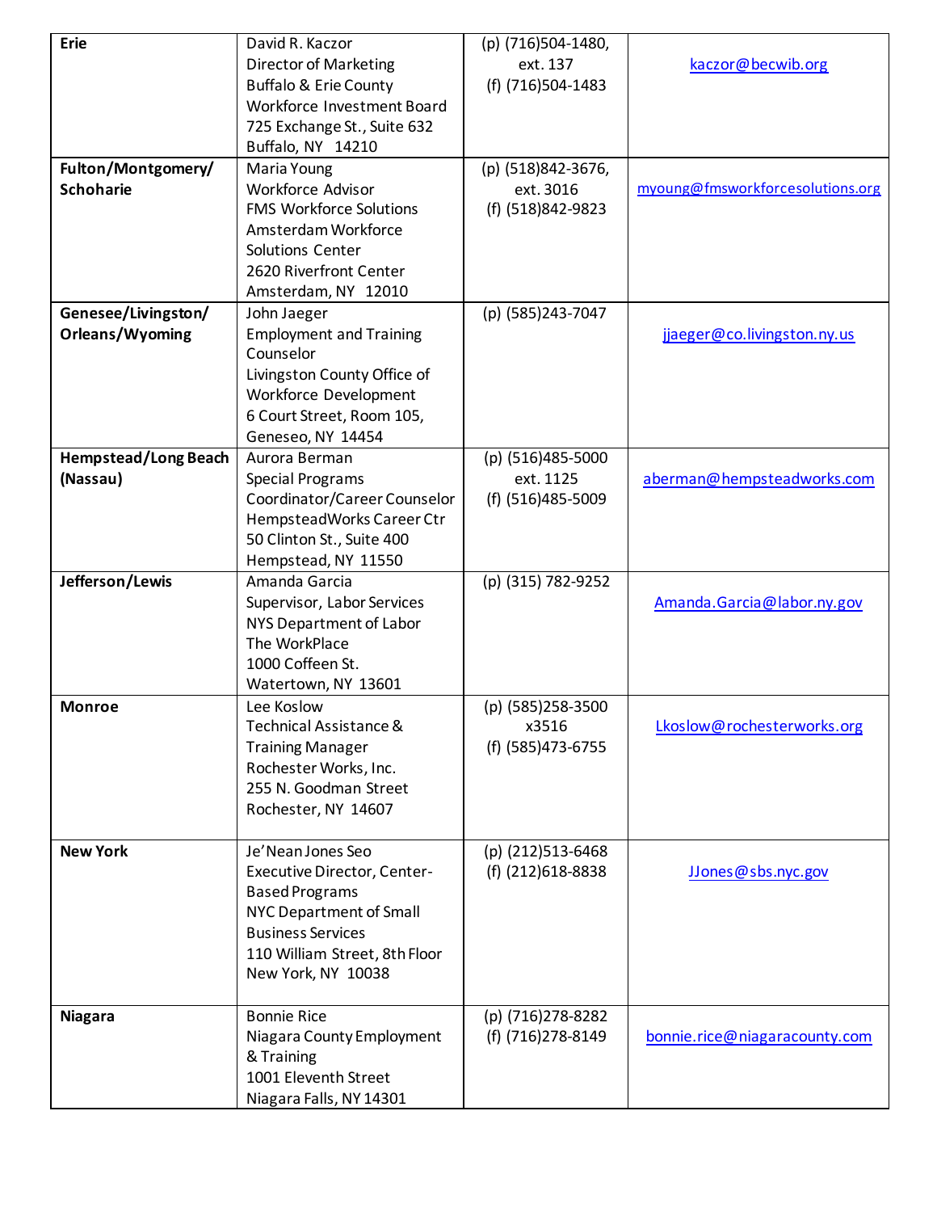| **Erie** | David R. Kaczor<br>Director of Marketing<br>Buffalo & Erie County Workforce Investment Board<br>725 Exchange St., Suite 632<br>Buffalo, NY 14210 | (p) (716)504-1480, ext. 137<br>(f) (716)504-1483 | kaczor@becwib.org |
|---|---|---|---|
| **Fulton/Montgomery/ Schoharie** | Maria Young<br>Workforce Advisor<br>FMS Workforce Solutions<br>Amsterdam Workforce Solutions Center<br>2620 Riverfront Center<br>Amsterdam, NY 12010 | (p) (518)842-3676, ext. 3016<br>(f) (518)842-9823 | myoung@fmsworkforcesolutions.org |
| **Genesee/Livingston/ Orleans/Wyoming** | John Jaeger<br>Employment and Training Counselor<br>Livingston County Office of Workforce Development<br>6 Court Street, Room 105,<br>Geneseo, NY 14454 | (p) (585)243-7047 | jjaeger@co.livingston.ny.us |
| **Hempstead/Long Beach (Nassau)** | Aurora Berman<br>Special Programs Coordinator/Career Counselor<br>HempsteadWorks Career Ctr<br>50 Clinton St., Suite 400<br>Hempstead, NY 11550 | (p) (516)485-5000 ext. 1125<br>(f) (516)485-5009 | aberman@hempsteadworks.com |
| **Jefferson/Lewis** | Amanda Garcia<br>Supervisor, Labor Services<br>NYS Department of Labor<br>The WorkPlace<br>1000 Coffeen St.<br>Watertown, NY 13601 | (p) (315) 782-9252 | Amanda.Garcia@labor.ny.gov |
| **Monroe** | Lee Koslow<br>Technical Assistance & Training Manager<br>Rochester Works, Inc.<br>255 N. Goodman Street<br>Rochester, NY 14607 | (p) (585)258-3500 x3516<br>(f) (585)473-6755 | Lkoslow@rochesterworks.org |
| **New York** | Je'Nean Jones Seo<br>Executive Director, Center-Based Programs<br>NYC Department of Small Business Services<br>110 William Street, 8th Floor<br>New York, NY 10038 | (p) (212)513-6468<br>(f) (212)618-8838 | JJones@sbs.nyc.gov |
| **Niagara** | Bonnie Rice<br>Niagara County Employment & Training<br>1001 Eleventh Street<br>Niagara Falls, NY 14301 | (p) (716)278-8282<br>(f) (716)278-8149 | bonnie.rice@niagaracounty.com |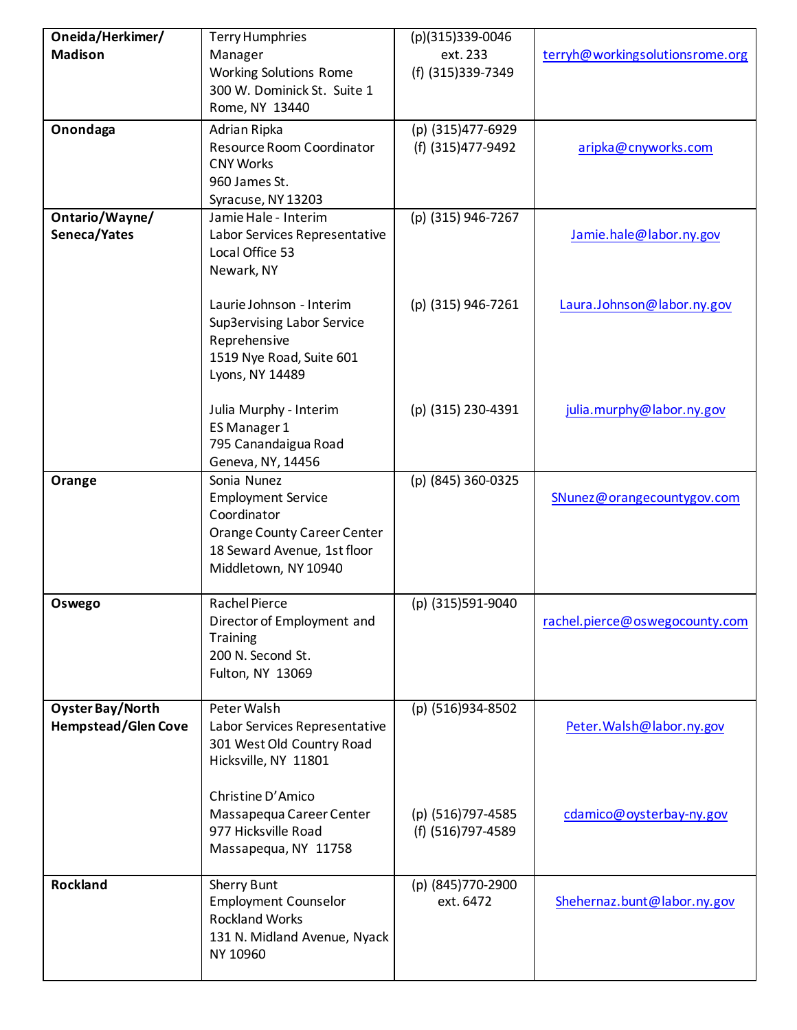| | | | |
|---|---|---|---|
| **Oneida/Herkimer/ Madison** | Terry Humphries<br>Manager<br>Working Solutions Rome<br>300 W. Dominick St. Suite 1<br>Rome, NY 13440 | (p)(315)339-0046 ext. 233<br>(f) (315)339-7349 | terryh@workingsolutionsrome.org |
| **Onondaga** | Adrian Ripka<br>Resource Room Coordinator<br>CNY Works<br>960 James St.<br>Syracuse, NY 13203 | (p) (315)477-6929<br>(f) (315)477-9492 | aripka@cnyworks.com |
| **Ontario/Wayne/ Seneca/Yates** | Jamie Hale - Interim<br>Labor Services Representative<br>Local Office 53<br>Newark, NY<br><br>Laurie Johnson - Interim<br>Sup3ervising Labor Service Reprehensive<br>1519 Nye Road, Suite 601<br>Lyons, NY 14489<br><br>Julia Murphy - Interim<br>ES Manager 1<br>795 Canandaigua Road<br>Geneva, NY, 14456 | (p) (315) 946-7267<br><br>(p) (315) 946-7261<br><br>(p) (315) 230-4391 | Jamie.hale@labor.ny.gov<br><br>Laura.Johnson@labor.ny.gov<br><br>julia.murphy@labor.ny.gov |
| **Orange** | Sonia Nunez<br>Employment Service Coordinator<br>Orange County Career Center<br>18 Seward Avenue, 1st floor<br>Middletown, NY 10940 | (p) (845) 360-0325 | SNunez@orangecountygov.com |
| **Oswego** | Rachel Pierce<br>Director of Employment and Training<br>200 N. Second St.<br>Fulton, NY 13069 | (p) (315)591-9040 | rachel.pierce@oswegocounty.com |
| **Oyster Bay/North Hempstead/Glen Cove** | Peter Walsh<br>Labor Services Representative<br>301 West Old Country Road<br>Hicksville, NY 11801<br><br>Christine D'Amico<br>Massapequa Career Center<br>977 Hicksville Road<br>Massapequa, NY 11758 | (p) (516)934-8502<br><br>(p) (516)797-4585<br>(f) (516)797-4589 | Peter.Walsh@labor.ny.gov<br><br>cdamico@oysterbay-ny.gov |
| **Rockland** | Sherry Bunt<br>Employment Counselor<br>Rockland Works<br>131 N. Midland Avenue, Nyack NY 10960 | (p) (845)770-2900 ext. 6472 | Shehernaz.bunt@labor.ny.gov |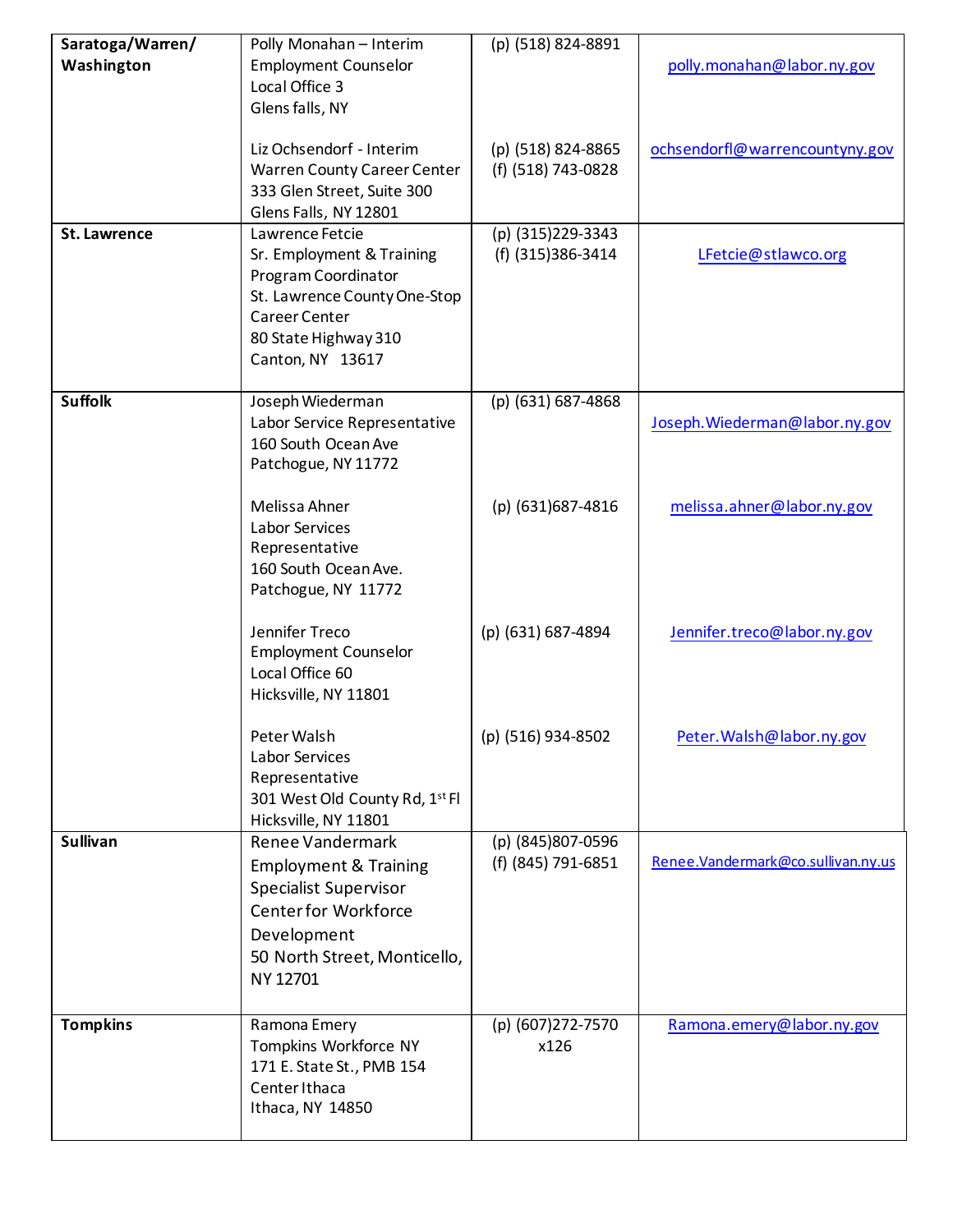| | | | |
|---|---|---|---|
| **Saratoga/Warren/ Washington** | Polly Monahan – Interim Employment Counselor<br>Local Office 3<br>Glens falls, NY<br><br>Liz Ochsendorf - Interim<br>Warren County Career Center<br>333 Glen Street, Suite 300<br>Glens Falls, NY 12801 | (p) (518) 824-8891<br><br><br><br><br>(p) (518) 824-8865<br>(f) (518) 743-0828 | polly.monahan@labor.ny.gov<br><br><br><br><br>ochsendorfl@warrencountyny.gov |
| **St. Lawrence** | Lawrence Fetcie<br>Sr. Employment & Training Program Coordinator<br>St. Lawrence County One-Stop Career Center<br>80 State Highway 310<br>Canton, NY 13617 | (p) (315)229-3343<br>(f) (315)386-3414 | LFetcie@stlawco.org |
| **Suffolk** | Joseph Wiederman<br>Labor Service Representative<br>160 South Ocean Ave<br>Patchogue, NY 11772<br><br>Melissa Ahner<br>Labor Services Representative<br>160 South Ocean Ave.<br>Patchogue, NY 11772<br><br>Jennifer Treco<br>Employment Counselor<br>Local Office 60<br>Hicksville, NY 11801<br><br>Peter Walsh<br>Labor Services Representative<br>301 West Old County Rd, 1st Fl<br>Hicksville, NY 11801 | (p) (631) 687-4868<br><br><br><br><br>(p) (631)687-4816<br><br><br><br><br><br>(p) (631) 687-4894<br><br><br><br><br>(p) (516) 934-8502 | Joseph.Wiederman@labor.ny.gov<br><br><br><br><br>melissa.ahner@labor.ny.gov<br><br><br><br><br><br>Jennifer.treco@labor.ny.gov<br><br><br><br><br>Peter.Walsh@labor.ny.gov |
| **Sullivan** | Renee Vandermark<br>Employment & Training Specialist Supervisor<br>Center for Workforce Development<br>50 North Street, Monticello, NY 12701 | (p) (845)807-0596<br>(f) (845) 791-6851 | Renee.Vandermark@co.sullivan.ny.us |
| **Tompkins** | Ramona Emery<br>Tompkins Workforce NY<br>171 E. State St., PMB 154<br>Center Ithaca<br>Ithaca, NY 14850 | (p) (607)272-7570 x126 | Ramona.emery@labor.ny.gov |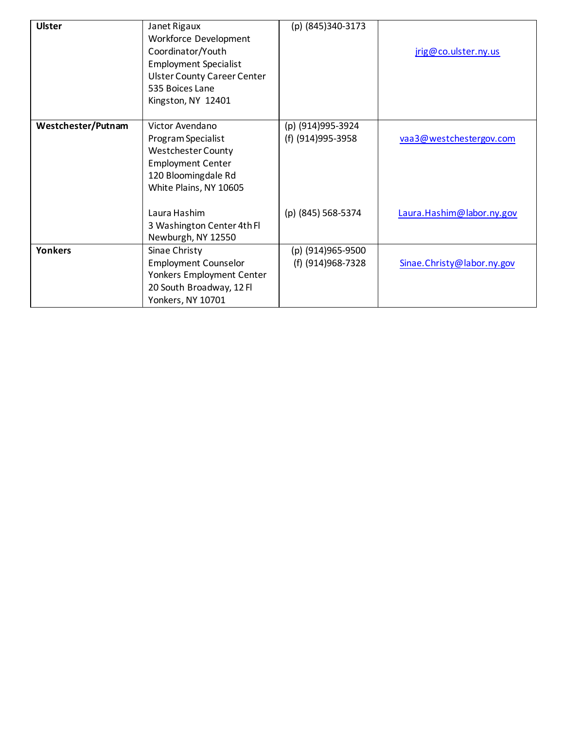| | | | |
|---|---|---|---|
| **Ulster** | Janet Rigaux<br>Workforce Development Coordinator/Youth Employment Specialist<br>Ulster County Career Center<br>535 Boices Lane<br>Kingston, NY 12401 | (p) (845)340-3173 | jrig@co.ulster.ny.us |
| **Westchester/Putnam** | Victor Avendano<br>Program Specialist<br>Westchester County Employment Center<br>120 Bloomingdale Rd<br>White Plains, NY 10605<br><br>Laura Hashim<br>3 Washington Center 4th Fl<br>Newburgh, NY 12550 | (p) (914)995-3924<br>(f) (914)995-3958<br><br>(p) (845) 568-5374 | vaa3@westchestergov.com<br><br>Laura.Hashim@labor.ny.gov |
| **Yonkers** | Sinae Christy<br>Employment Counselor<br>Yonkers Employment Center<br>20 South Broadway, 12 Fl<br>Yonkers, NY 10701 | (p) (914)965-9500<br>(f) (914)968-7328 | Sinae.Christy@labor.ny.gov |